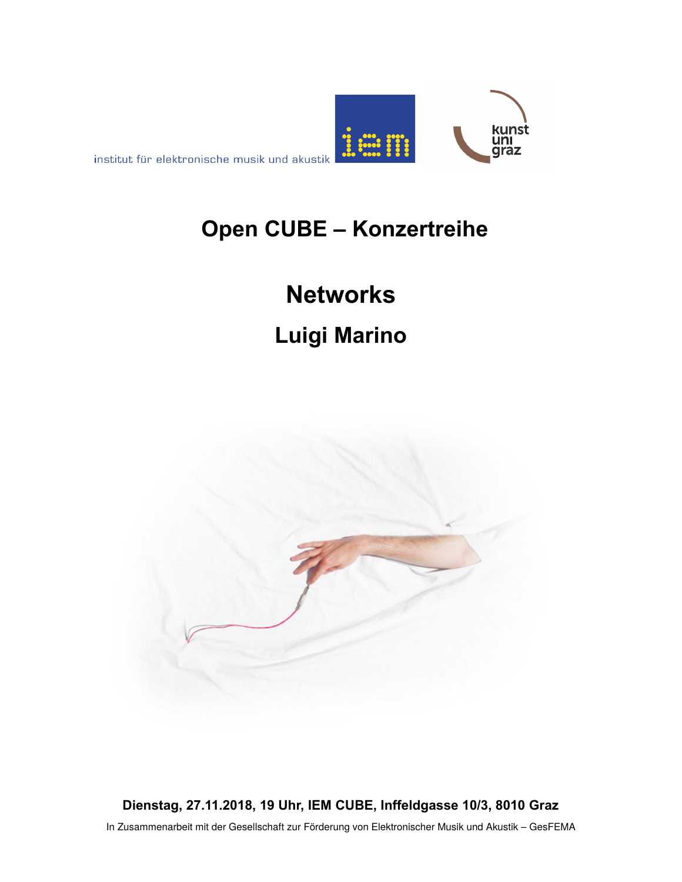institut für elektronische musik und akustik

# Open CUBE – Konzertreihe

# Networks

## Luigi Marino

**Dienstag, 27.11.2018, 19 Uhr, IEM CUBE, Inffeldgasse 10/3, 8010 Graz**

In Zusammenarbeit mit der Gesellschaft zur Förderung von Elektronischer Musik und Akustik – GesFEMA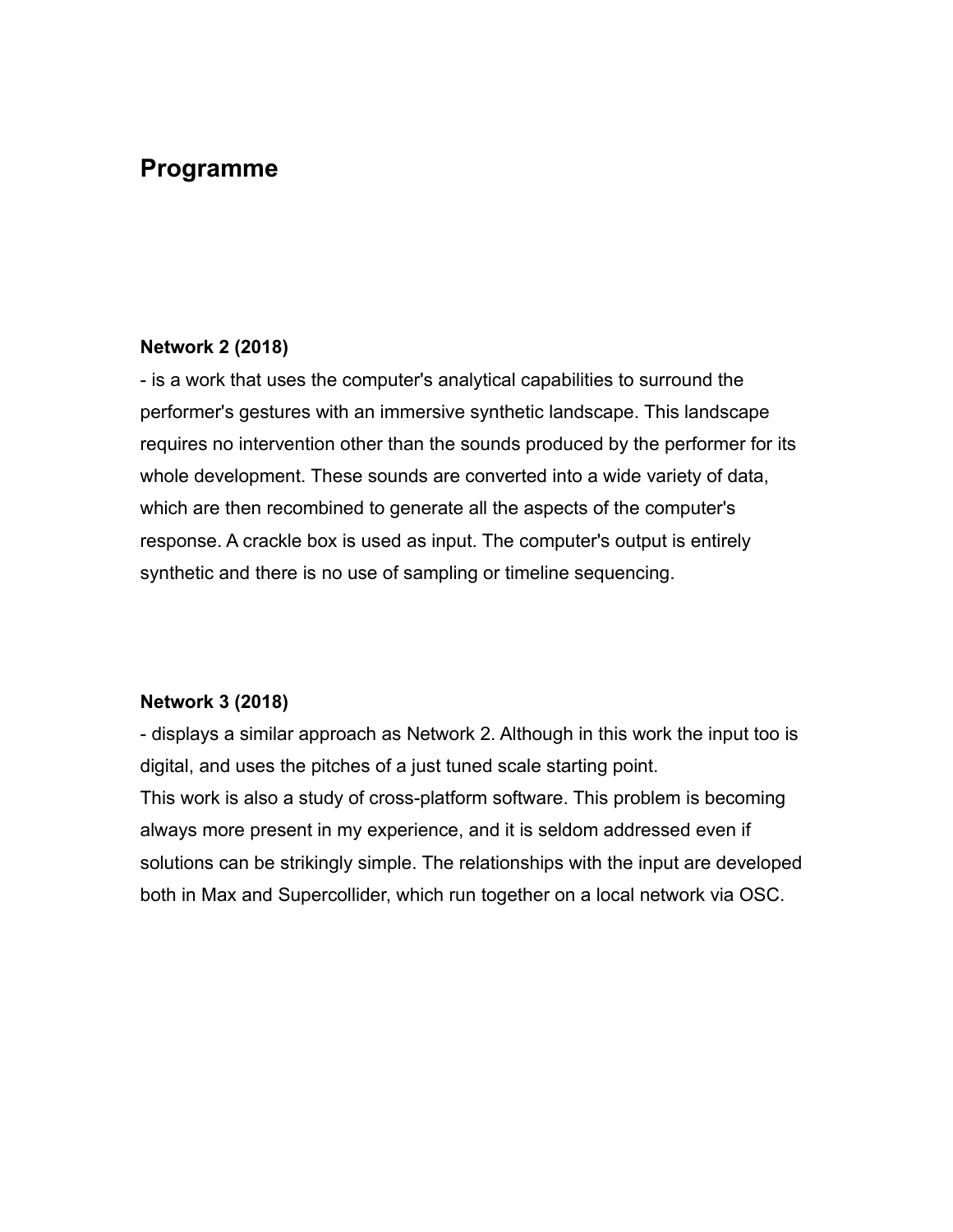## Programme

**Network 2 (2018)**

- is a work that uses the computer's analytical capabilities to surround the performer's gestures with an immersive synthetic landscape. This landscape requires no intervention other than the sounds produced by the performer for its whole development. These sounds are converted into a wide variety of data, which are then recombined to generate all the aspects of the computer's response. A crackle box is used as input. The computer's output is entirely synthetic and there is no use of sampling or timeline sequencing.

**Network 3 (2018)**

- displays a similar approach as Network 2. Although in this work the input too is digital, and uses the pitches of a just tuned scale starting point.

This work is also a study of cross-platform software. This problem is becoming always more present in my experience, and it is seldom addressed even if solutions can be strikingly simple. The relationships with the input are developed both in Max and Supercollider, which run together on a local network via OSC.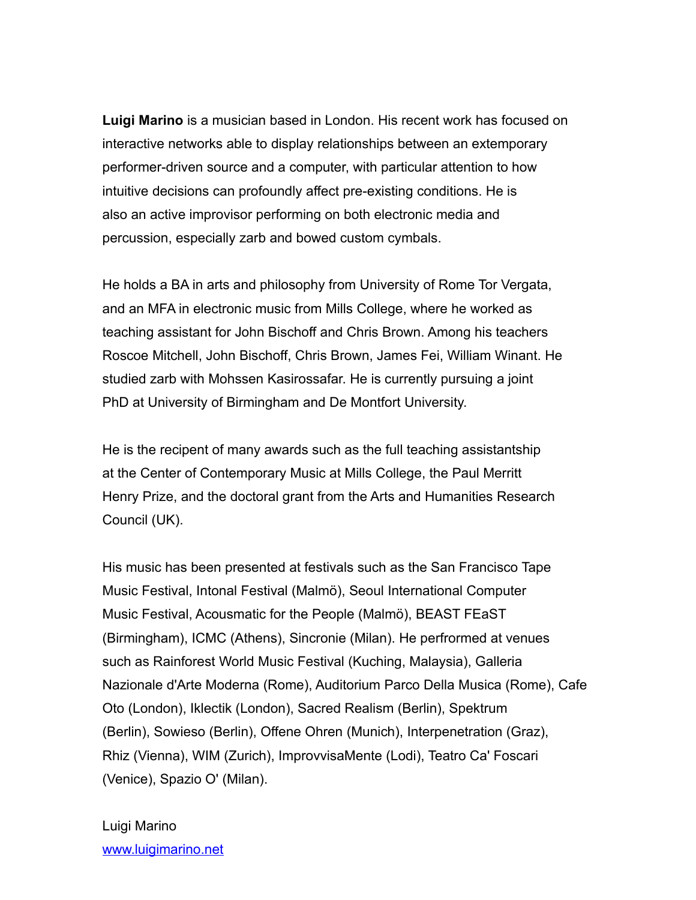**Luigi Marino** is a musician based in London. His recent work has focused on interactive networks able to display relationships between an extemporary performer-driven source and a computer, with particular attention to how intuitive decisions can profoundly affect pre-existing conditions. He is also an active improvisor performing on both electronic media and percussion, especially zarb and bowed custom cymbals.

He holds a BA in arts and philosophy from University of Rome Tor Vergata, and an MFA in electronic music from Mills College, where he worked as teaching assistant for John Bischoff and Chris Brown. Among his teachers Roscoe Mitchell, John Bischoff, Chris Brown, James Fei, William Winant. He studied zarb with Mohssen Kasirossafar. He is currently pursuing a joint PhD at University of Birmingham and De Montfort University.

He is the recipent of many awards such as the full teaching assistantship at the Center of Contemporary Music at Mills College, the Paul Merritt Henry Prize, and the doctoral grant from the Arts and Humanities Research Council (UK).

His music has been presented at festivals such as the San Francisco Tape Music Festival, Intonal Festival (Malmö), Seoul International Computer Music Festival, Acousmatic for the People (Malmö), BEAST FEaST (Birmingham), ICMC (Athens), Sincronie (Milan). He perfromed at venues such as Rainforest World Music Festival (Kuching, Malaysia), Galleria Nazionale d'Arte Moderna (Rome), Auditorium Parco Della Musica (Rome), Cafe Oto (London), Iklectik (London), Sacred Realism (Berlin), Spektrum (Berlin), Sowieso (Berlin), Offene Ohren (Munich), Interpenetration (Graz), Rhiz (Vienna), WIM (Zurich), ImprovvisaMente (Lodi), Teatro Ca' Foscari (Venice), Spazio O' (Milan).

Luigi Marino
[www.luigimarino.net](http://www.luigimarino.net)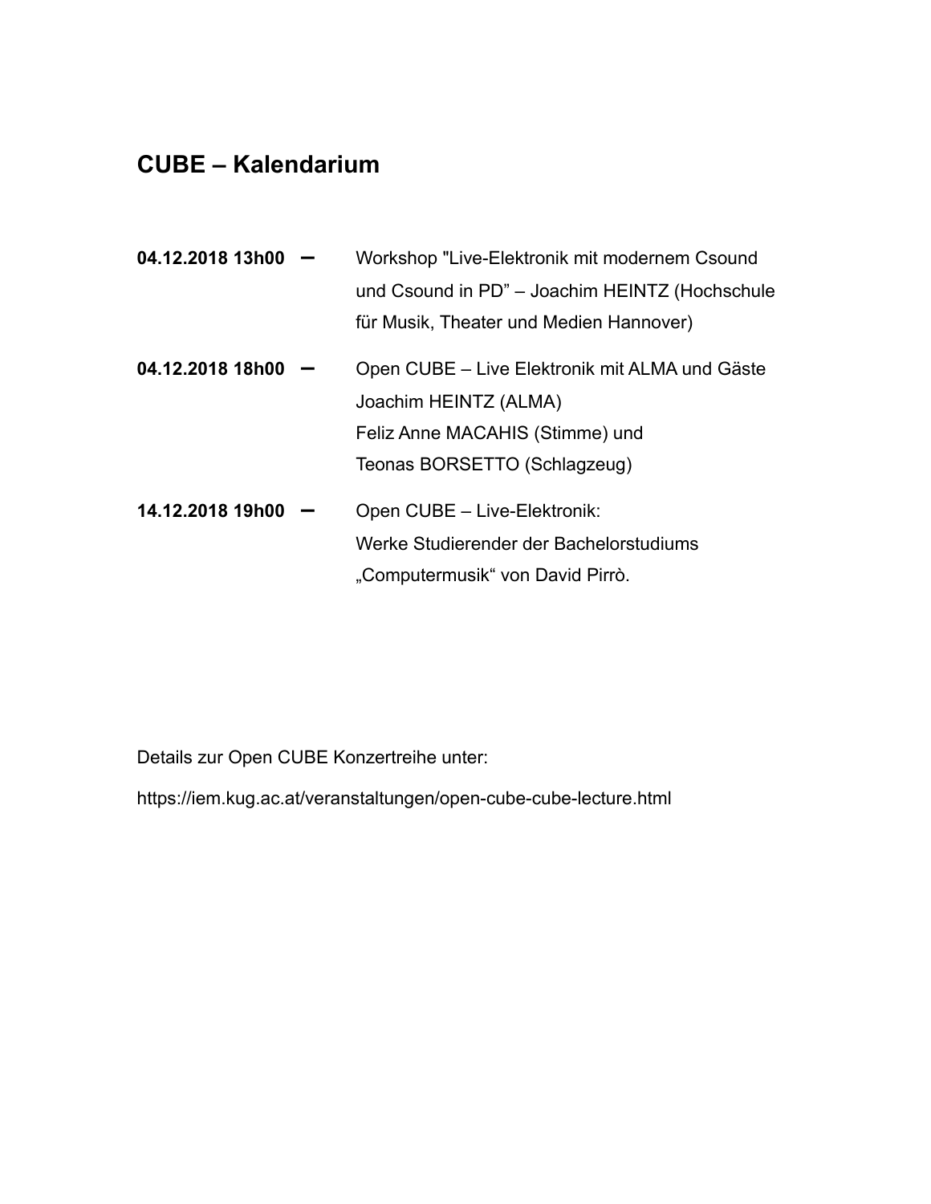## CUBE – Kalendarium

**04.12.2018 13h00** – Workshop "Live-Elektronik mit modernem Csound und Csound in PD” – Joachim HEINTZ (Hochschule für Musik, Theater und Medien Hannover)

**04.12.2018 18h00** – Open CUBE – Live Elektronik mit ALMA und Gäste
Joachim HEINTZ (ALMA)
Feliz Anne MACAHIS (Stimme) und
Teonas BORSETTO (Schlagzeug)

**14.12.2018 19h00** – Open CUBE – Live-Elektronik:
Werke Studierender der Bachelorstudiums „Computermusik“ von David Pirrò.

Details zur Open CUBE Konzertreihe unter:

https://iem.kug.ac.at/veranstaltungen/open-cube-cube-lecture.html